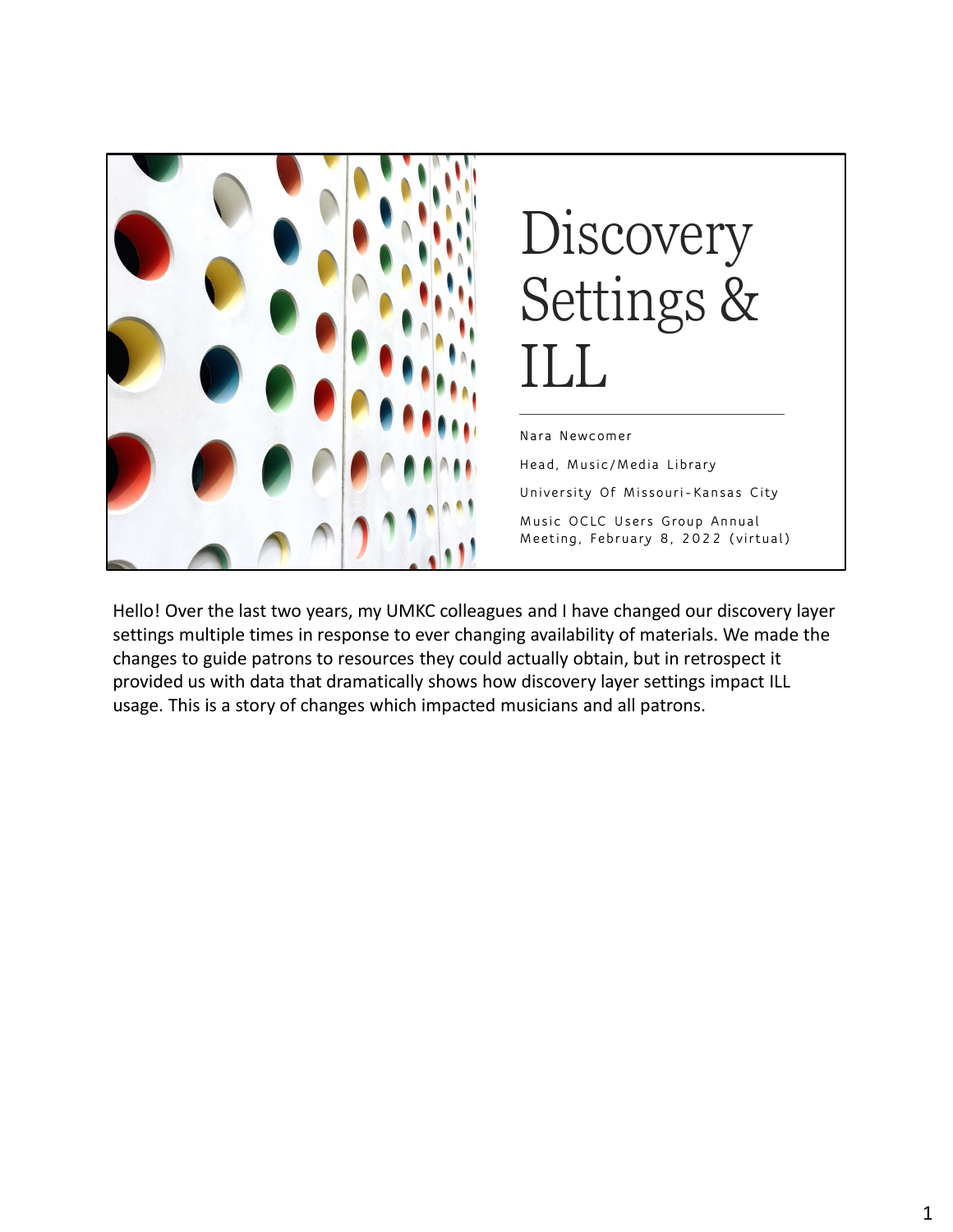# Discovery Settings & ILL

Nara Newcomer

Head, Music/Media Library

University Of Missouri-Kansas City

Music OCLC Users Group Annual Meeting, February 8, 2022 (virtual)

Hello! Over the last two years, my UMKC colleagues and I have changed our discovery layer settings multiple times in response to ever changing availability of materials. We made the changes to guide patrons to resources they could actually obtain, but in retrospect it provided us with data that dramatically shows how discovery layer settings impact ILL usage. This is a story of changes which impacted musicians and all patrons.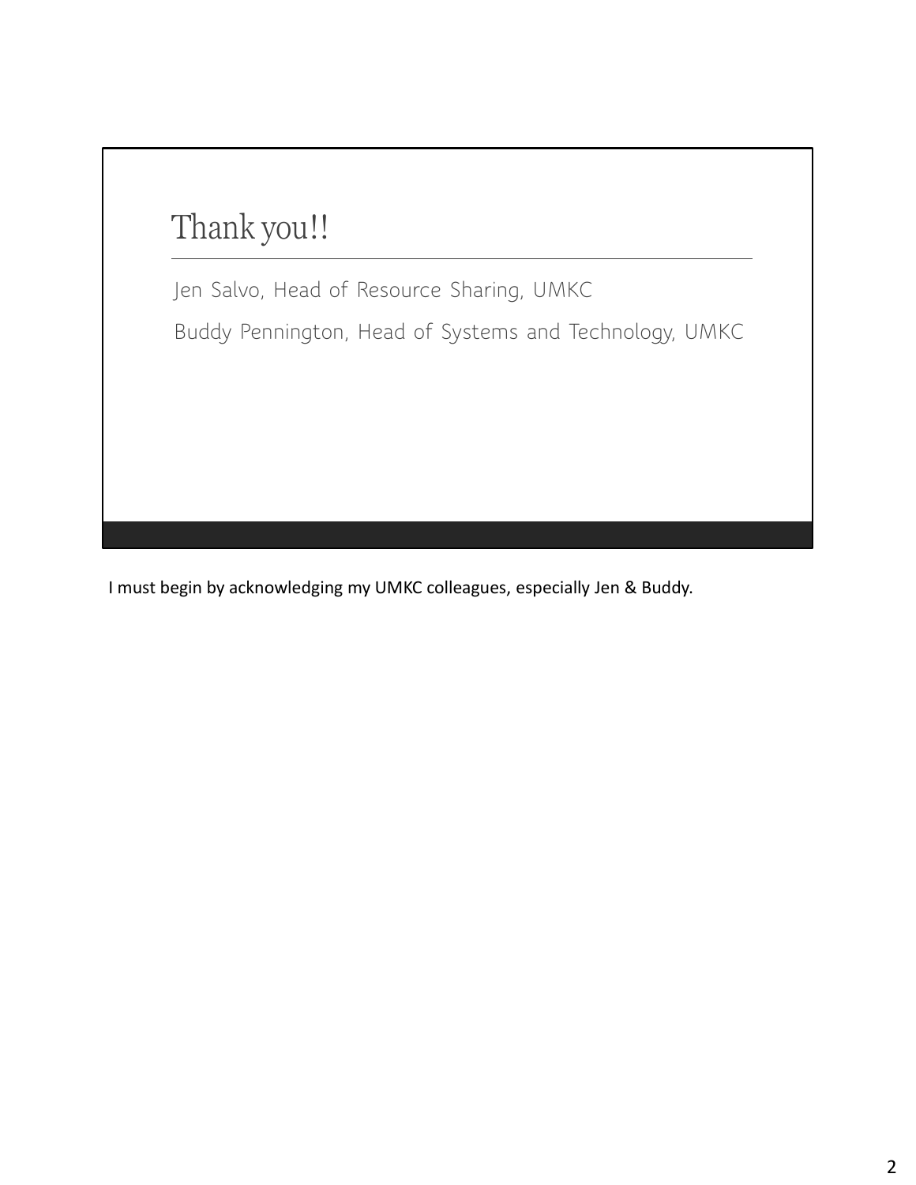# Thank you!!

Jen Salvo, Head of Resource Sharing, UMKC

Buddy Pennington, Head of Systems and Technology, UMKC

I must begin by acknowledging my UMKC colleagues, especially Jen & Buddy.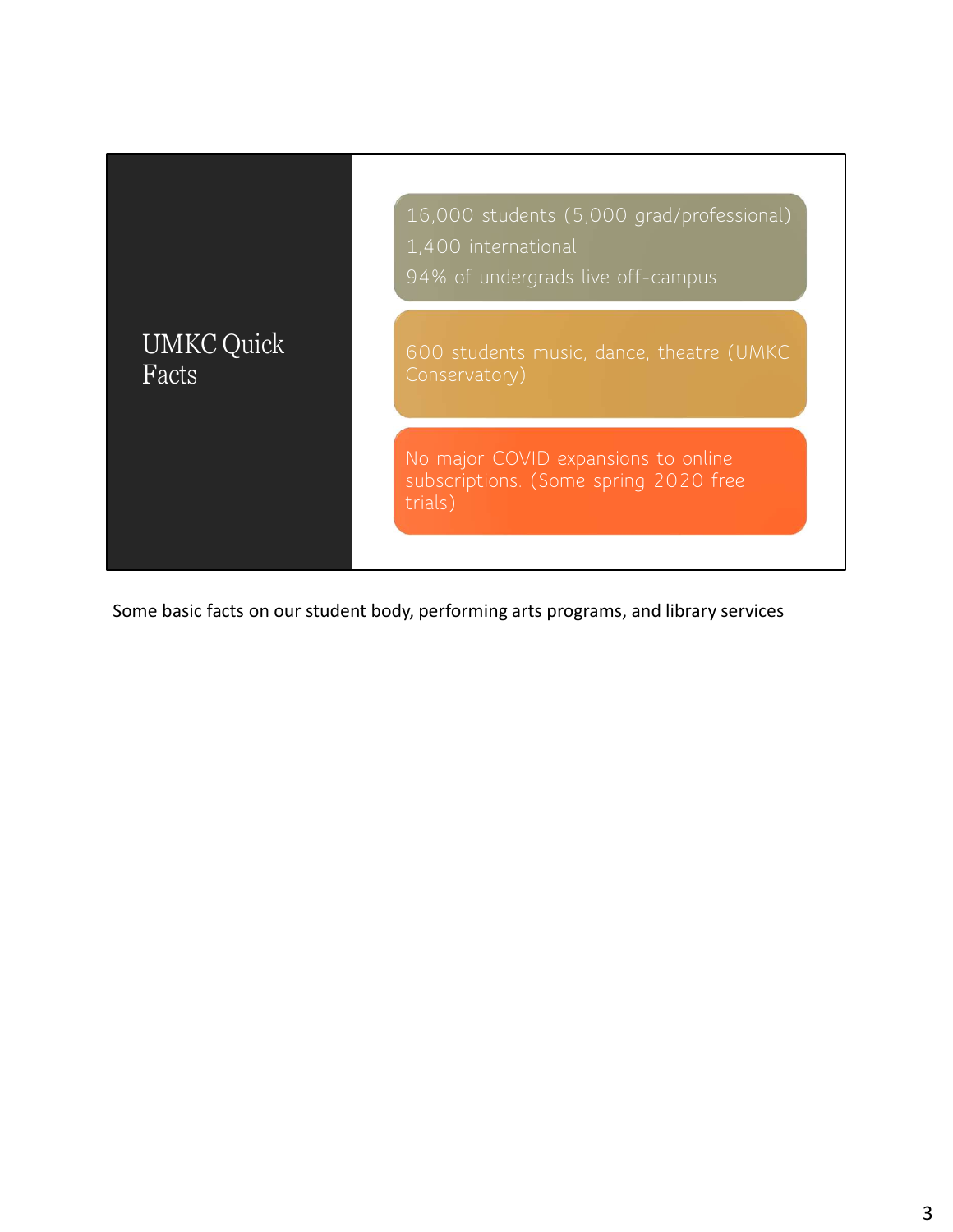## UMKC Quick Facts

16,000 students (5,000 grad/professional)

1,400 international

94% of undergrads live off-campus

600 students music, dance, theatre (UMKC Conservatory)

No major COVID expansions to online subscriptions. (Some spring 2020 free trials)

Some basic facts on our student body, performing arts programs, and library services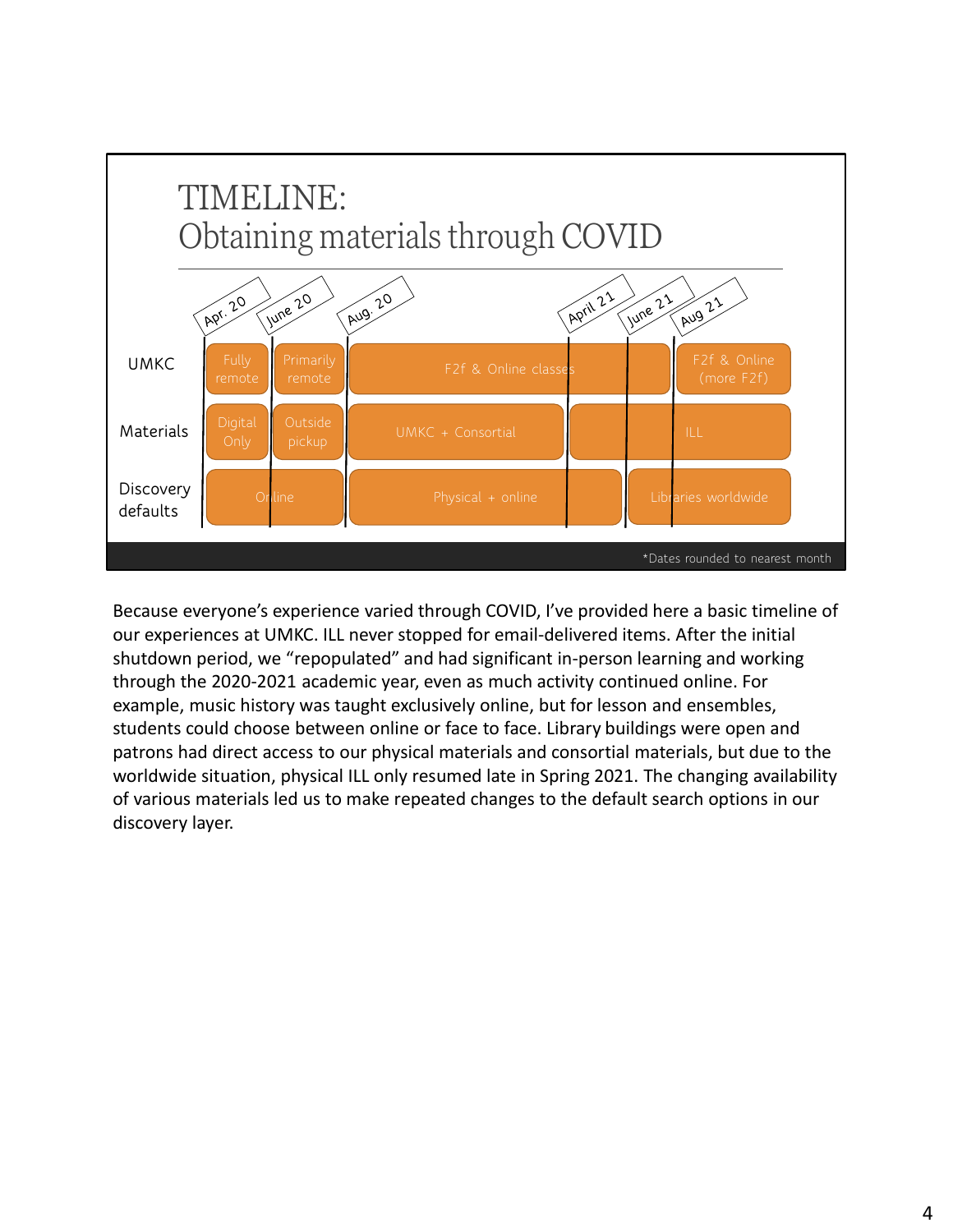# TIMELINE:
# Obtaining materials through COVID

Apr. 20
June 20
Aug. 20
April 21
June 21
Aug 21

UMKC
Fully remote
Primarily remote
F2f & Online classes
F2f & Online (more F2f)

Materials
Digital Only
Outside pickup
UMKC + Consortial
ILL

Discovery defaults
Online
Physical + online
Libraries worldwide

*Dates rounded to nearest month

Because everyone's experience varied through COVID, I've provided here a basic timeline of our experiences at UMKC. ILL never stopped for email-delivered items. After the initial shutdown period, we "repopulated" and had significant in-person learning and working through the 2020-2021 academic year, even as much activity continued online. For example, music history was taught exclusively online, but for lesson and ensembles, students could choose between online or face to face. Library buildings were open and patrons had direct access to our physical materials and consortial materials, but due to the worldwide situation, physical ILL only resumed late in Spring 2021. The changing availability of various materials led us to make repeated changes to the default search options in our discovery layer.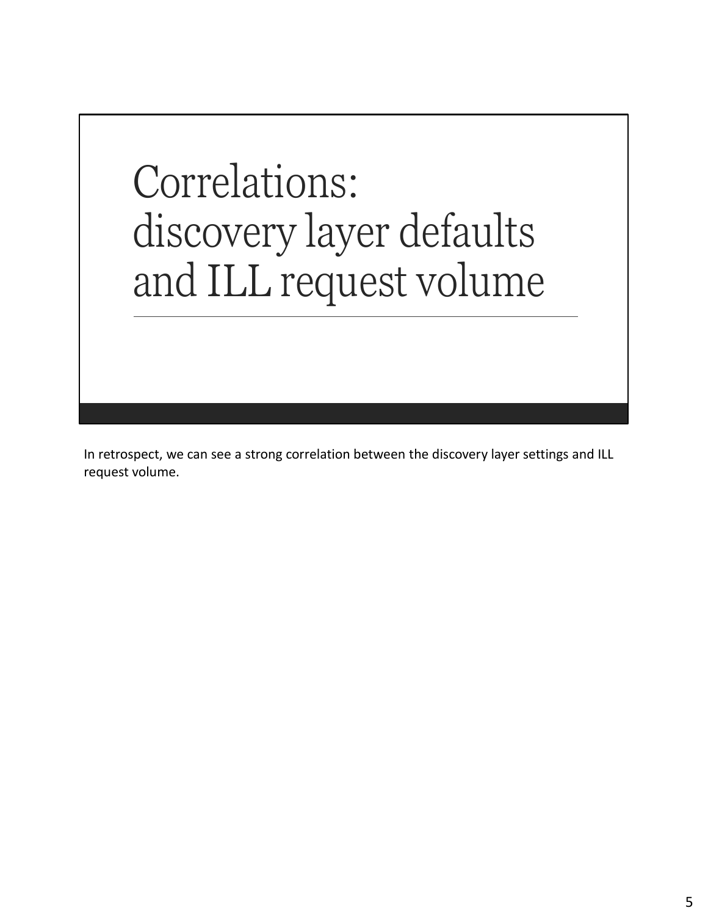# Correlations: discovery layer defaults and ILL request volume

In retrospect, we can see a strong correlation between the discovery layer settings and ILL request volume.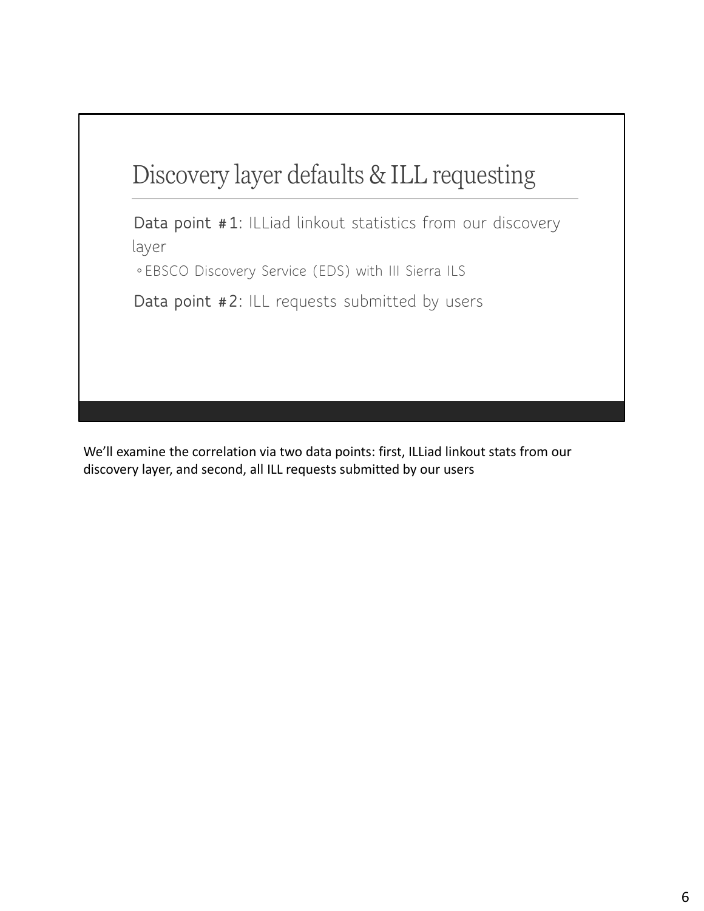# Discovery layer defaults & ILL requesting

**Data point #1**: ILLiad linkout statistics from our discovery layer

- EBSCO Discovery Service (EDS) with III Sierra ILS

**Data point #2**: ILL requests submitted by users

We'll examine the correlation via two data points: first, ILLiad linkout stats from our discovery layer, and second, all ILL requests submitted by our users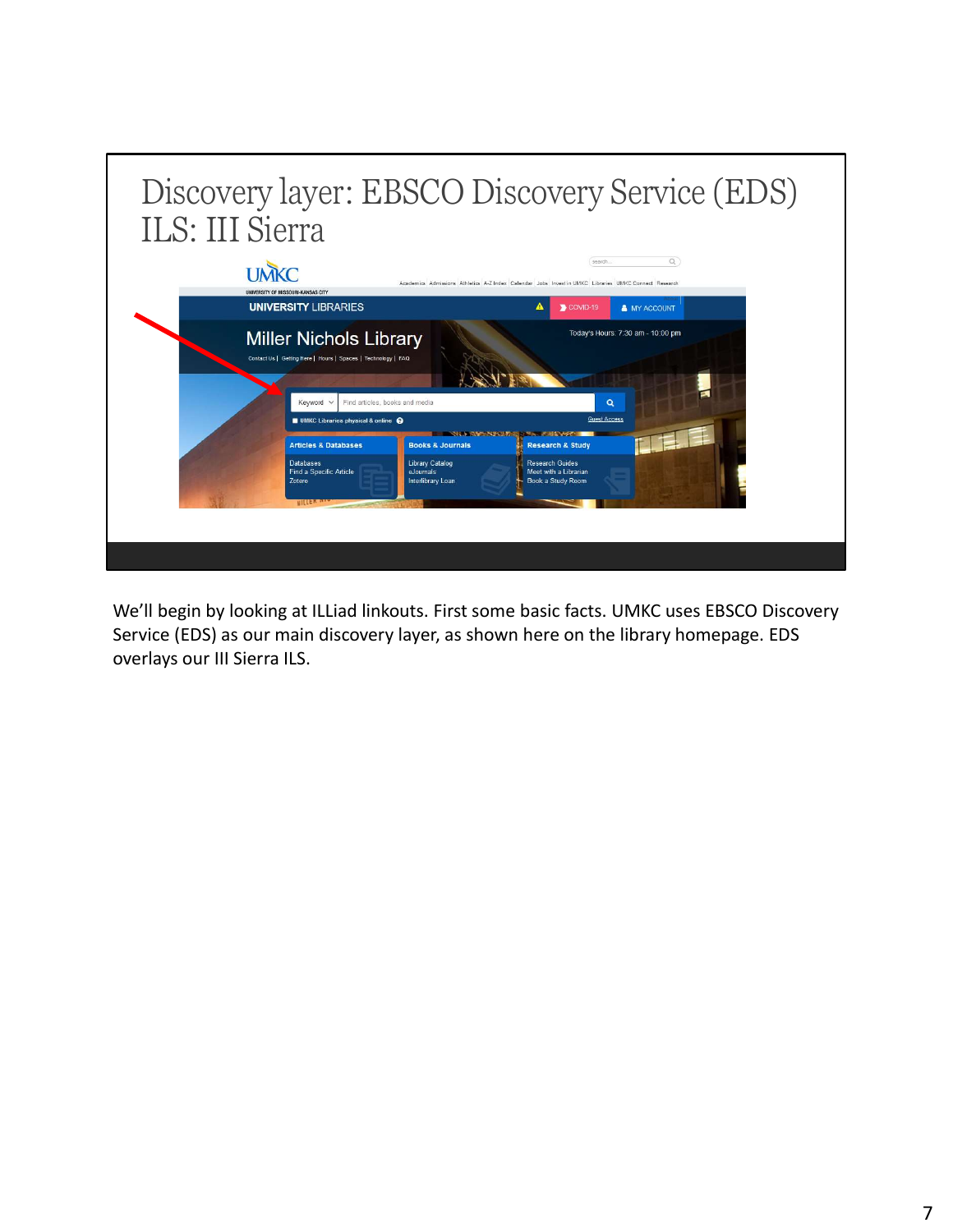# Discovery layer: EBSCO Discovery Service (EDS) ILS: III Sierra

We'll begin by looking at ILLiad linkouts. First some basic facts. UMKC uses EBSCO Discovery Service (EDS) as our main discovery layer, as shown here on the library homepage. EDS overlays our III Sierra ILS.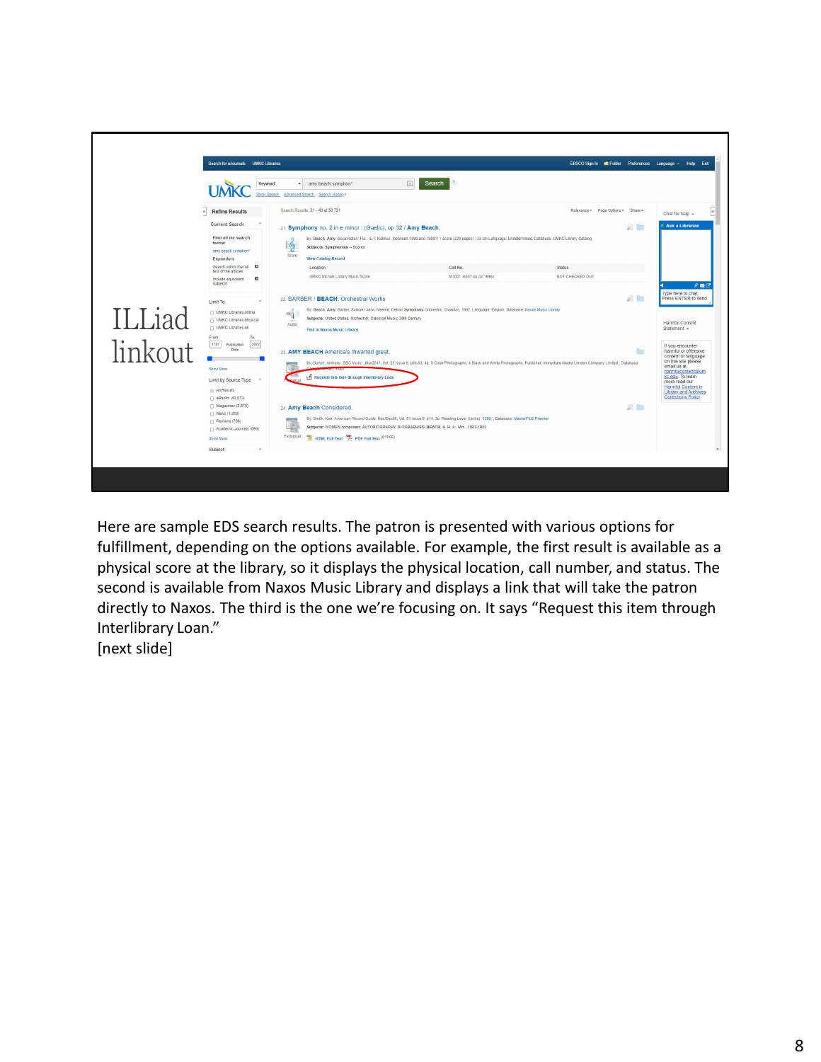# ILLiad linkout

Here are sample EDS search results. The patron is presented with various options for fulfillment, depending on the options available. For example, the first result is available as a physical score at the library, so it displays the physical location, call number, and status. The second is available from Naxos Music Library and displays a link that will take the patron directly to Naxos. The third is the one we're focusing on. It says "Request this item through Interlibrary Loan."
[next slide]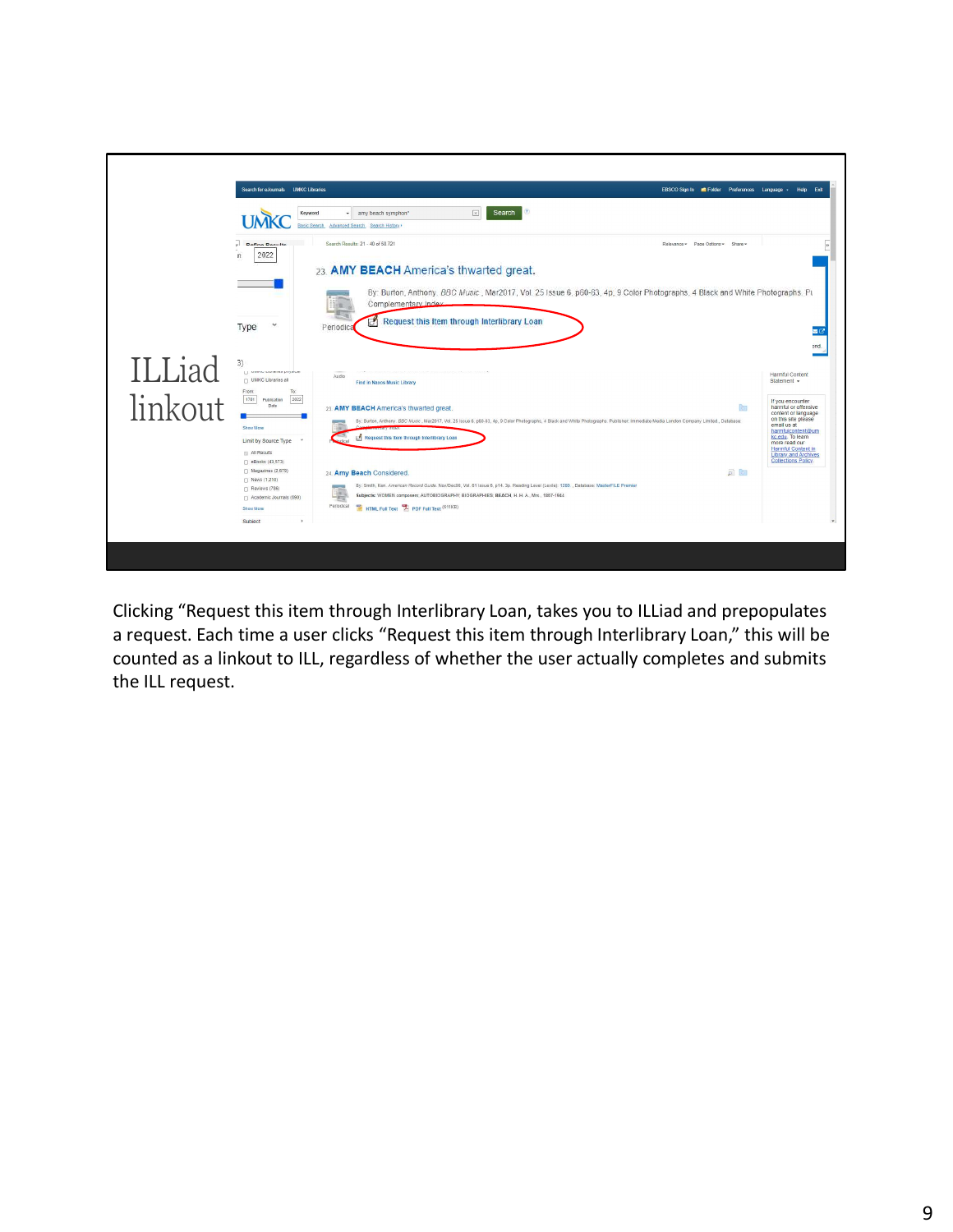# ILLiad linkout

Clicking “Request this item through Interlibrary Loan, takes you to ILLiad and prepopulates a request. Each time a user clicks “Request this item through Interlibrary Loan,” this will be counted as a linkout to ILL, regardless of whether the user actually completes and submits the ILL request.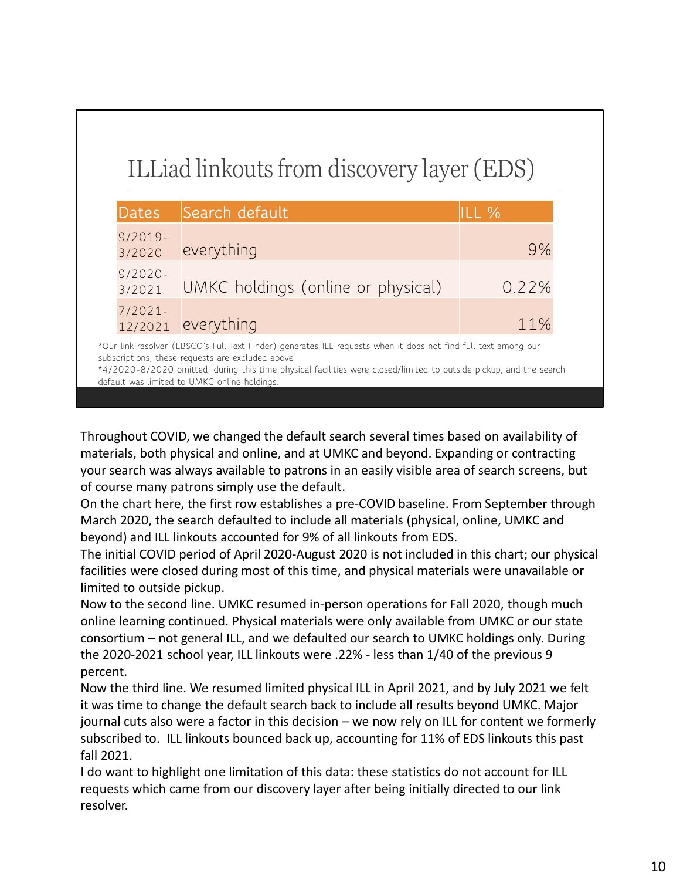# ILLiad linkouts from discovery layer (EDS)

| Dates | Search default | ILL % |
|---|---|---|
| 9/2019-3/2020 | everything | 9% |
| 9/2020-3/2021 | UMKC holdings (online or physical) | 0.22% |
| 7/2021-12/2021 | everything | 11% |

*Our link resolver (EBSCO's Full Text Finder) generates ILL requests when it does not find full text among our subscriptions; these requests are excluded above

*4/2020-8/2020 omitted; during this time physical facilities were closed/limited to outside pickup, and the search default was limited to UMKC online holdings.

Throughout COVID, we changed the default search several times based on availability of materials, both physical and online, and at UMKC and beyond. Expanding or contracting your search was always available to patrons in an easily visible area of search screens, but of course many patrons simply use the default.

On the chart here, the first row establishes a pre-COVID baseline. From September through March 2020, the search defaulted to include all materials (physical, online, UMKC and beyond) and ILL linkouts accounted for 9% of all linkouts from EDS.

The initial COVID period of April 2020-August 2020 is not included in this chart; our physical facilities were closed during most of this time, and physical materials were unavailable or limited to outside pickup.

Now to the second line. UMKC resumed in-person operations for Fall 2020, though much online learning continued. Physical materials were only available from UMKC or our state consortium – not general ILL, and we defaulted our search to UMKC holdings only. During the 2020-2021 school year, ILL linkouts were .22% - less than 1/40 of the previous 9 percent.

Now the third line. We resumed limited physical ILL in April 2021, and by July 2021 we felt it was time to change the default search back to include all results beyond UMKC. Major journal cuts also were a factor in this decision – we now rely on ILL for content we formerly subscribed to. ILL linkouts bounced back up, accounting for 11% of EDS linkouts this past fall 2021.

I do want to highlight one limitation of this data: these statistics do not account for ILL requests which came from our discovery layer after being initially directed to our link resolver.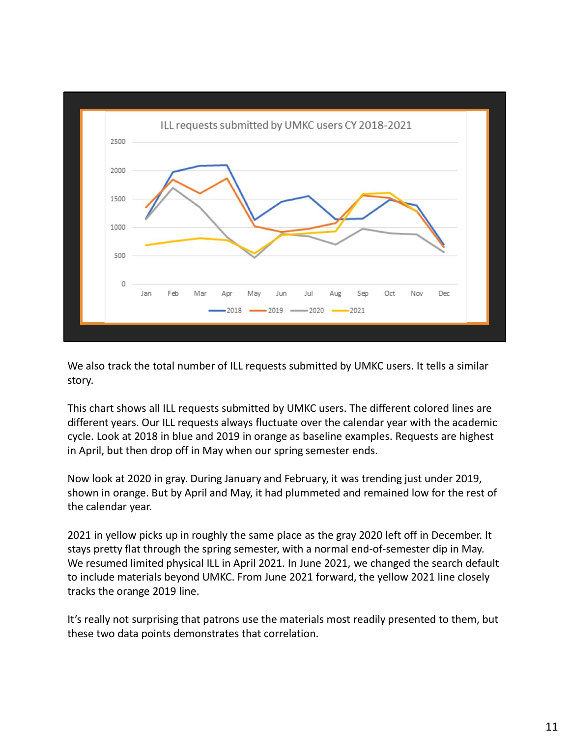ILL requests submitted by UMKC users CY 2018-2021

2500
2000
1500
1000
500
0

Jan Feb Mar Apr May Jun Jul Aug Sep Oct Nov Dec

2018 2019 2020 2021

We also track the total number of ILL requests submitted by UMKC users. It tells a similar story.

This chart shows all ILL requests submitted by UMKC users. The different colored lines are different years. Our ILL requests always fluctuate over the calendar year with the academic cycle. Look at 2018 in blue and 2019 in orange as baseline examples. Requests are highest in April, but then drop off in May when our spring semester ends.

Now look at 2020 in gray. During January and February, it was trending just under 2019, shown in orange. But by April and May, it had plummeted and remained low for the rest of the calendar year.

2021 in yellow picks up in roughly the same place as the gray 2020 left off in December. It stays pretty flat through the spring semester, with a normal end-of-semester dip in May. We resumed limited physical ILL in April 2021. In June 2021, we changed the search default to include materials beyond UMKC. From June 2021 forward, the yellow 2021 line closely tracks the orange 2019 line.

It's really not surprising that patrons use the materials most readily presented to them, but these two data points demonstrates that correlation.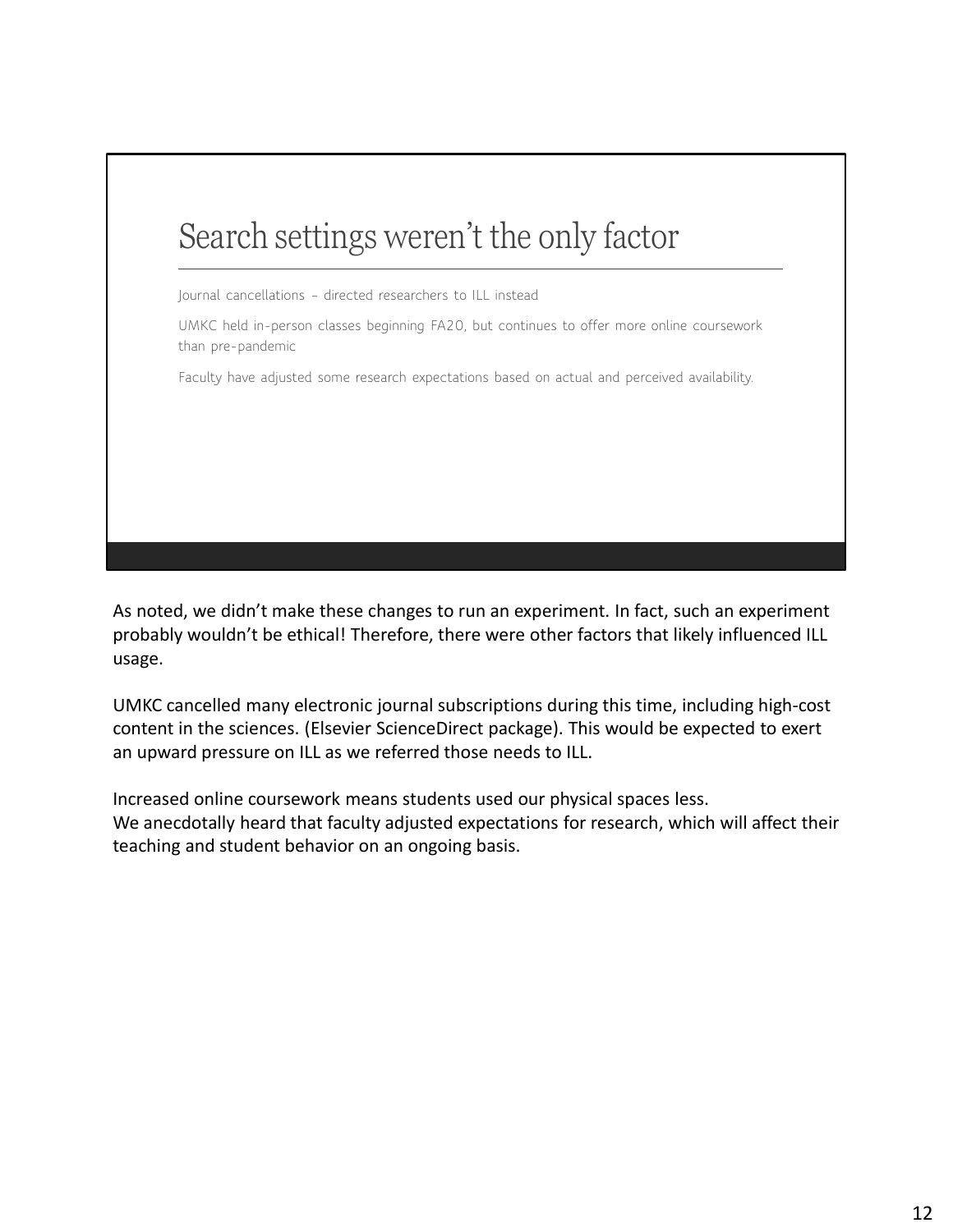## Search settings weren't the only factor

Journal cancellations – directed researchers to ILL instead

UMKC held in-person classes beginning FA20, but continues to offer more online coursework than pre-pandemic

Faculty have adjusted some research expectations based on actual and perceived availability.

As noted, we didn't make these changes to run an experiment. In fact, such an experiment probably wouldn't be ethical! Therefore, there were other factors that likely influenced ILL usage.

UMKC cancelled many electronic journal subscriptions during this time, including high-cost content in the sciences. (Elsevier ScienceDirect package). This would be expected to exert an upward pressure on ILL as we referred those needs to ILL.

Increased online coursework means students used our physical spaces less.
We anecdotally heard that faculty adjusted expectations for research, which will affect their teaching and student behavior on an ongoing basis.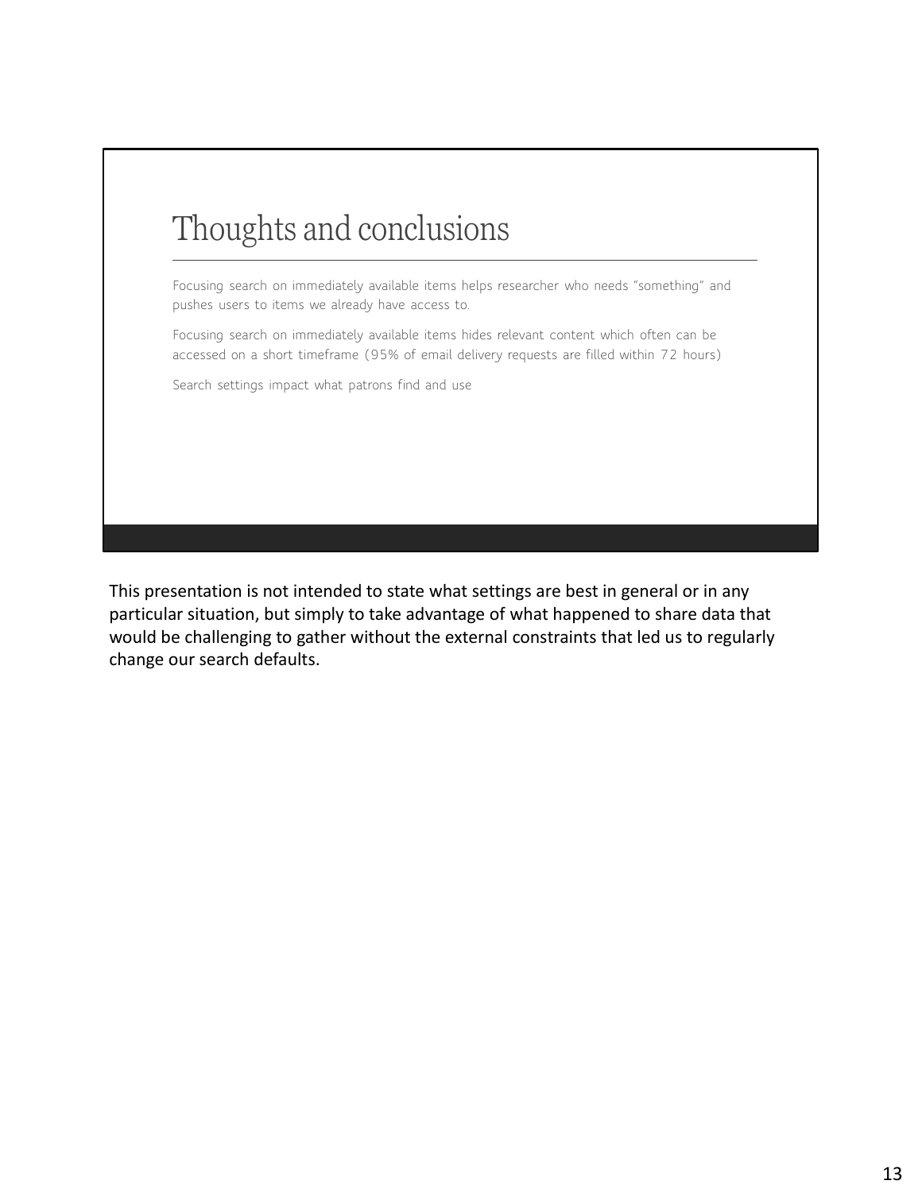# Thoughts and conclusions

Focusing search on immediately available items helps researcher who needs "something" and pushes users to items we already have access to.

Focusing search on immediately available items hides relevant content which often can be accessed on a short timeframe (95% of email delivery requests are filled within 72 hours)

Search settings impact what patrons find and use

This presentation is not intended to state what settings are best in general or in any particular situation, but simply to take advantage of what happened to share data that would be challenging to gather without the external constraints that led us to regularly change our search defaults.